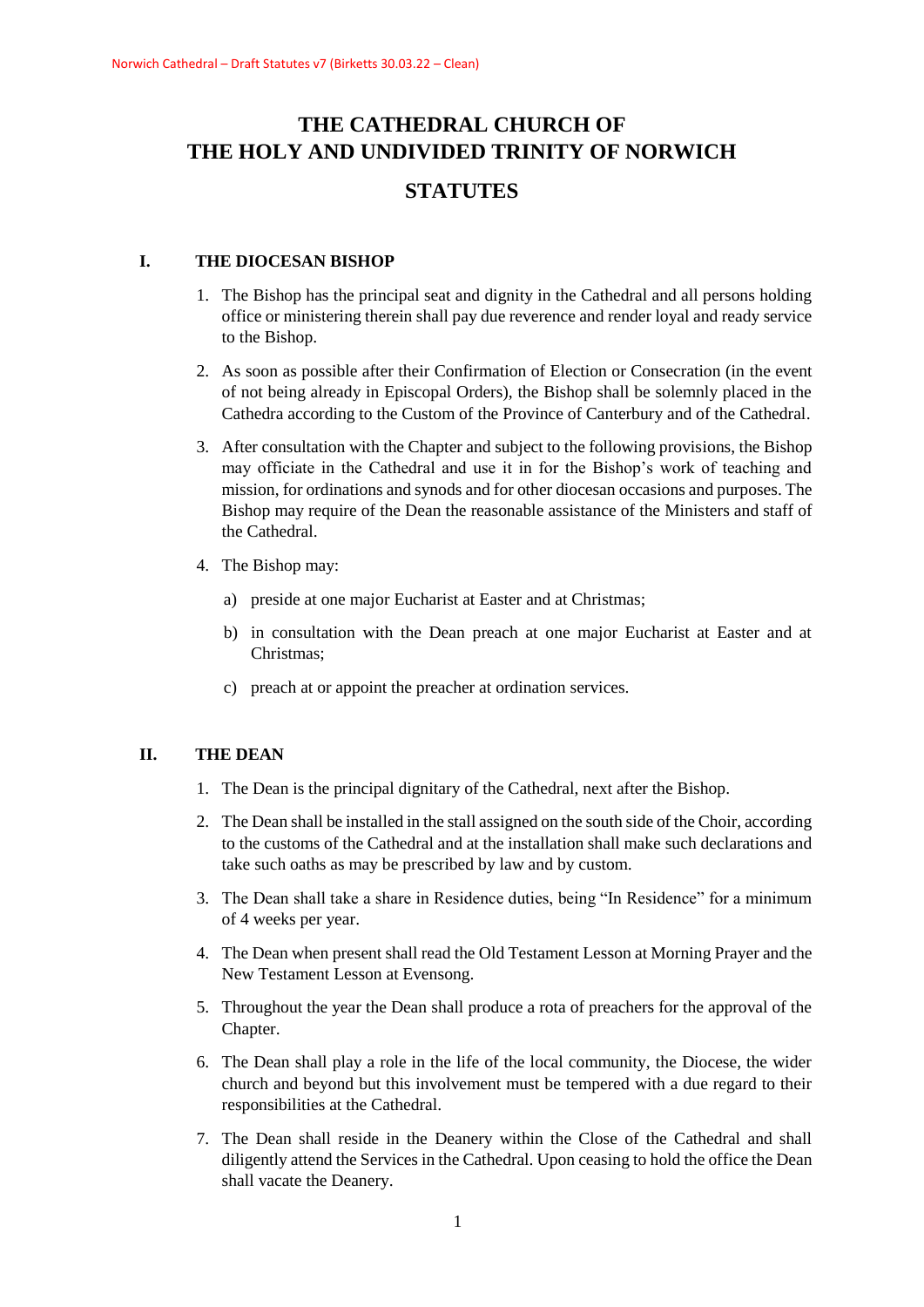# THE CATHEDRAL CHURCH OF THE HOLY AND UNDIVIDED TRINITY OF NORWICH

# STATUTES

## I. THE DIOCESAN BISHOP

1. The Bishop has the principal seat and dignity in the Cathedral and all persons holding office or ministering therein shall pay due reverence and render loyal and ready service to the Bishop.

2. As soon as possible after their Confirmation of Election or Consecration (in the event of not being already in Episcopal Orders), the Bishop shall be solemnly placed in the Cathedra according to the Custom of the Province of Canterbury and of the Cathedral.

3. After consultation with the Chapter and subject to the following provisions, the Bishop may officiate in the Cathedral and use it in for the Bishop's work of teaching and mission, for ordinations and synods and for other diocesan occasions and purposes. The Bishop may require of the Dean the reasonable assistance of the Ministers and staff of the Cathedral.

4. The Bishop may:

   a) preside at one major Eucharist at Easter and at Christmas;

   b) in consultation with the Dean preach at one major Eucharist at Easter and at Christmas;

   c) preach at or appoint the preacher at ordination services.

## II. THE DEAN

1. The Dean is the principal dignitary of the Cathedral, next after the Bishop.

2. The Dean shall be installed in the stall assigned on the south side of the Choir, according to the customs of the Cathedral and at the installation shall make such declarations and take such oaths as may be prescribed by law and by custom.

3. The Dean shall take a share in Residence duties, being "In Residence" for a minimum of 4 weeks per year.

4. The Dean when present shall read the Old Testament Lesson at Morning Prayer and the New Testament Lesson at Evensong.

5. Throughout the year the Dean shall produce a rota of preachers for the approval of the Chapter.

6. The Dean shall play a role in the life of the local community, the Diocese, the wider church and beyond but this involvement must be tempered with a due regard to their responsibilities at the Cathedral.

7. The Dean shall reside in the Deanery within the Close of the Cathedral and shall diligently attend the Services in the Cathedral. Upon ceasing to hold the office the Dean shall vacate the Deanery.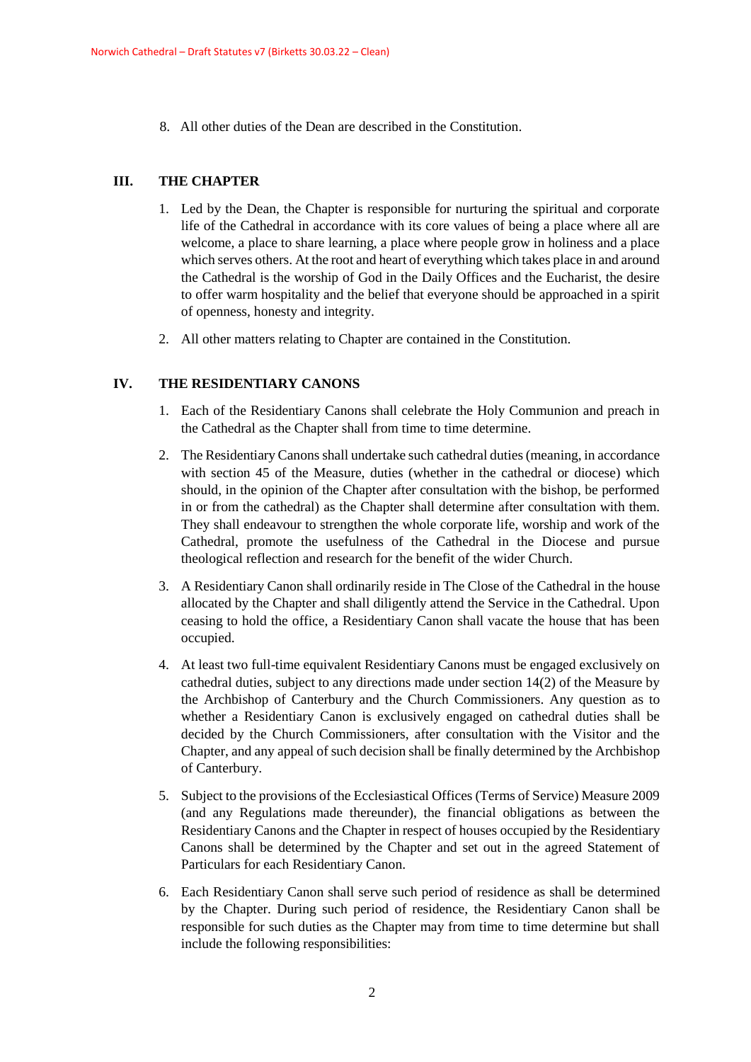8. All other duties of the Dean are described in the Constitution.

## III. THE CHAPTER

1. Led by the Dean, the Chapter is responsible for nurturing the spiritual and corporate life of the Cathedral in accordance with its core values of being a place where all are welcome, a place to share learning, a place where people grow in holiness and a place which serves others. At the root and heart of everything which takes place in and around the Cathedral is the worship of God in the Daily Offices and the Eucharist, the desire to offer warm hospitality and the belief that everyone should be approached in a spirit of openness, honesty and integrity.

2. All other matters relating to Chapter are contained in the Constitution.

## IV. THE RESIDENTIARY CANONS

1. Each of the Residentiary Canons shall celebrate the Holy Communion and preach in the Cathedral as the Chapter shall from time to time determine.

2. The Residentiary Canons shall undertake such cathedral duties (meaning, in accordance with section 45 of the Measure, duties (whether in the cathedral or diocese) which should, in the opinion of the Chapter after consultation with the bishop, be performed in or from the cathedral) as the Chapter shall determine after consultation with them. They shall endeavour to strengthen the whole corporate life, worship and work of the Cathedral, promote the usefulness of the Cathedral in the Diocese and pursue theological reflection and research for the benefit of the wider Church.

3. A Residentiary Canon shall ordinarily reside in The Close of the Cathedral in the house allocated by the Chapter and shall diligently attend the Service in the Cathedral. Upon ceasing to hold the office, a Residentiary Canon shall vacate the house that has been occupied.

4. At least two full-time equivalent Residentiary Canons must be engaged exclusively on cathedral duties, subject to any directions made under section 14(2) of the Measure by the Archbishop of Canterbury and the Church Commissioners. Any question as to whether a Residentiary Canon is exclusively engaged on cathedral duties shall be decided by the Church Commissioners, after consultation with the Visitor and the Chapter, and any appeal of such decision shall be finally determined by the Archbishop of Canterbury.

5. Subject to the provisions of the Ecclesiastical Offices (Terms of Service) Measure 2009 (and any Regulations made thereunder), the financial obligations as between the Residentiary Canons and the Chapter in respect of houses occupied by the Residentiary Canons shall be determined by the Chapter and set out in the agreed Statement of Particulars for each Residentiary Canon.

6. Each Residentiary Canon shall serve such period of residence as shall be determined by the Chapter. During such period of residence, the Residentiary Canon shall be responsible for such duties as the Chapter may from time to time determine but shall include the following responsibilities: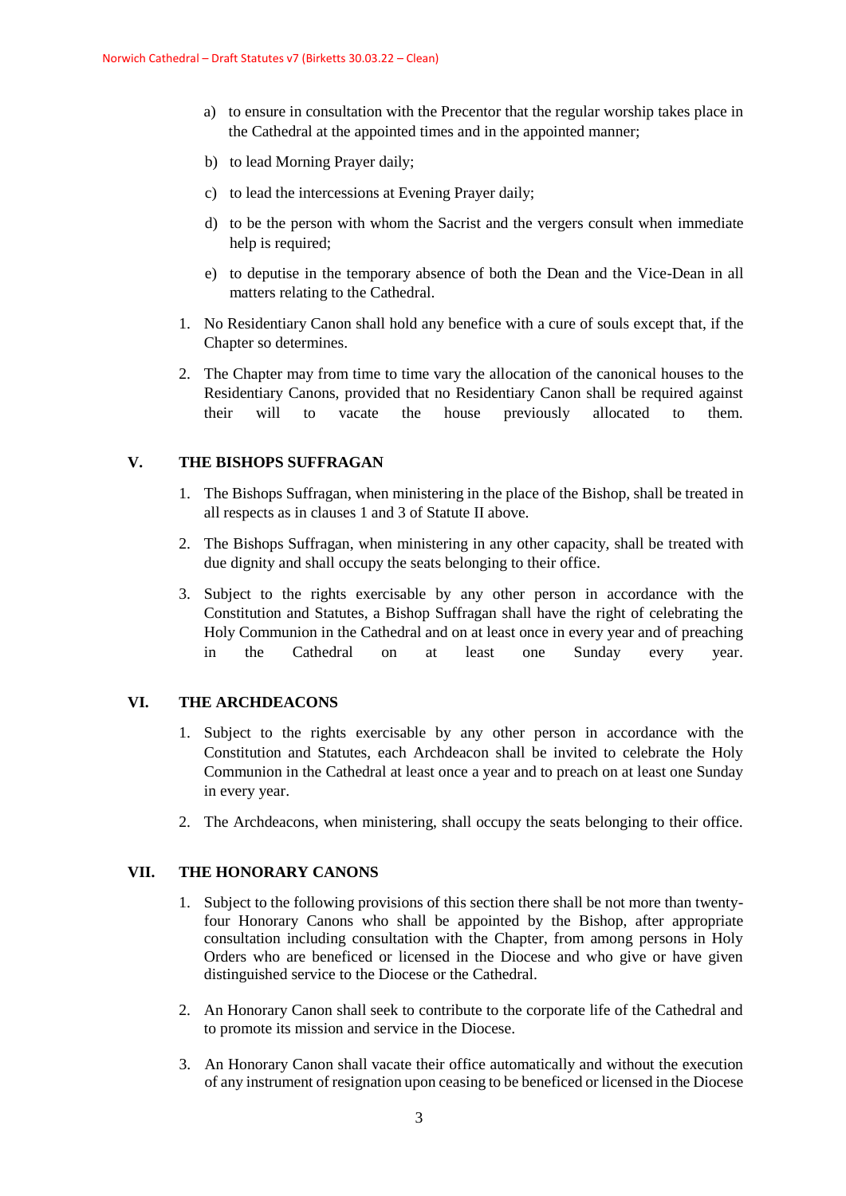a) to ensure in consultation with the Precentor that the regular worship takes place in the Cathedral at the appointed times and in the appointed manner;

b) to lead Morning Prayer daily;

c) to lead the intercessions at Evening Prayer daily;

d) to be the person with whom the Sacrist and the vergers consult when immediate help is required;

e) to deputise in the temporary absence of both the Dean and the Vice-Dean in all matters relating to the Cathedral.

1. No Residentiary Canon shall hold any benefice with a cure of souls except that, if the Chapter so determines.

2. The Chapter may from time to time vary the allocation of the canonical houses to the Residentiary Canons, provided that no Residentiary Canon shall be required against their will to vacate the house previously allocated to them.

## V. THE BISHOPS SUFFRAGAN

1. The Bishops Suffragan, when ministering in the place of the Bishop, shall be treated in all respects as in clauses 1 and 3 of Statute II above.

2. The Bishops Suffragan, when ministering in any other capacity, shall be treated with due dignity and shall occupy the seats belonging to their office.

3. Subject to the rights exercisable by any other person in accordance with the Constitution and Statutes, a Bishop Suffragan shall have the right of celebrating the Holy Communion in the Cathedral and on at least once in every year and of preaching in the Cathedral on at least one Sunday every year.

## VI. THE ARCHDEACONS

1. Subject to the rights exercisable by any other person in accordance with the Constitution and Statutes, each Archdeacon shall be invited to celebrate the Holy Communion in the Cathedral at least once a year and to preach on at least one Sunday in every year.

2. The Archdeacons, when ministering, shall occupy the seats belonging to their office.

## VII. THE HONORARY CANONS

1. Subject to the following provisions of this section there shall be not more than twenty-four Honorary Canons who shall be appointed by the Bishop, after appropriate consultation including consultation with the Chapter, from among persons in Holy Orders who are beneficed or licensed in the Diocese and who give or have given distinguished service to the Diocese or the Cathedral.

2. An Honorary Canon shall seek to contribute to the corporate life of the Cathedral and to promote its mission and service in the Diocese.

3. An Honorary Canon shall vacate their office automatically and without the execution of any instrument of resignation upon ceasing to be beneficed or licensed in the Diocese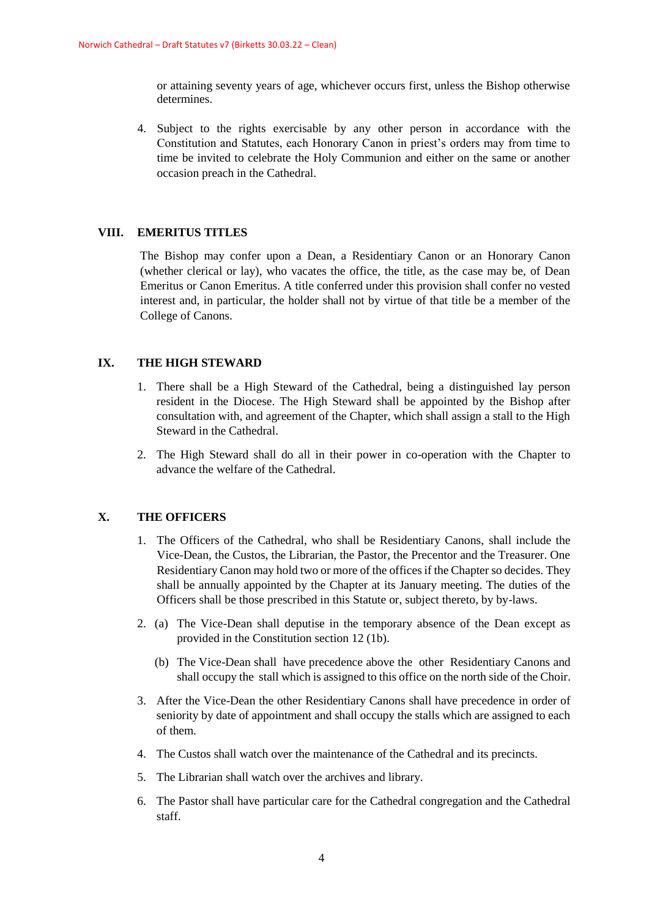or attaining seventy years of age, whichever occurs first, unless the Bishop otherwise determines.

4. Subject to the rights exercisable by any other person in accordance with the Constitution and Statutes, each Honorary Canon in priest's orders may from time to time be invited to celebrate the Holy Communion and either on the same or another occasion preach in the Cathedral.

## VIII. EMERITUS TITLES

The Bishop may confer upon a Dean, a Residentiary Canon or an Honorary Canon (whether clerical or lay), who vacates the office, the title, as the case may be, of Dean Emeritus or Canon Emeritus. A title conferred under this provision shall confer no vested interest and, in particular, the holder shall not by virtue of that title be a member of the College of Canons.

## IX. THE HIGH STEWARD

1. There shall be a High Steward of the Cathedral, being a distinguished lay person resident in the Diocese. The High Steward shall be appointed by the Bishop after consultation with, and agreement of the Chapter, which shall assign a stall to the High Steward in the Cathedral.

2. The High Steward shall do all in their power in co-operation with the Chapter to advance the welfare of the Cathedral.

## X. THE OFFICERS

1. The Officers of the Cathedral, who shall be Residentiary Canons, shall include the Vice-Dean, the Custos, the Librarian, the Pastor, the Precentor and the Treasurer. One Residentiary Canon may hold two or more of the offices if the Chapter so decides. They shall be annually appointed by the Chapter at its January meeting. The duties of the Officers shall be those prescribed in this Statute or, subject thereto, by by-laws.

2. (a) The Vice-Dean shall deputise in the temporary absence of the Dean except as provided in the Constitution section 12 (1b).

   (b) The Vice-Dean shall have precedence above the other Residentiary Canons and shall occupy the stall which is assigned to this office on the north side of the Choir.

3. After the Vice-Dean the other Residentiary Canons shall have precedence in order of seniority by date of appointment and shall occupy the stalls which are assigned to each of them.

4. The Custos shall watch over the maintenance of the Cathedral and its precincts.

5. The Librarian shall watch over the archives and library.

6. The Pastor shall have particular care for the Cathedral congregation and the Cathedral staff.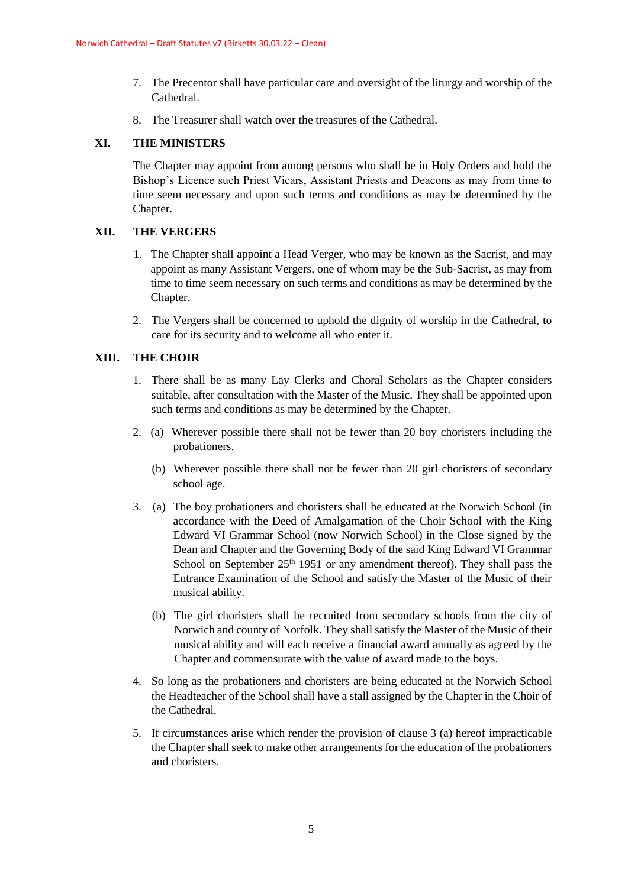7. The Precentor shall have particular care and oversight of the liturgy and worship of the Cathedral.

8. The Treasurer shall watch over the treasures of the Cathedral.

## XI. THE MINISTERS

The Chapter may appoint from among persons who shall be in Holy Orders and hold the Bishop's Licence such Priest Vicars, Assistant Priests and Deacons as may from time to time seem necessary and upon such terms and conditions as may be determined by the Chapter.

## XII. THE VERGERS

1. The Chapter shall appoint a Head Verger, who may be known as the Sacrist, and may appoint as many Assistant Vergers, one of whom may be the Sub-Sacrist, as may from time to time seem necessary on such terms and conditions as may be determined by the Chapter.

2. The Vergers shall be concerned to uphold the dignity of worship in the Cathedral, to care for its security and to welcome all who enter it.

## XIII. THE CHOIR

1. There shall be as many Lay Clerks and Choral Scholars as the Chapter considers suitable, after consultation with the Master of the Music. They shall be appointed upon such terms and conditions as may be determined by the Chapter.

2. (a) Wherever possible there shall not be fewer than 20 boy choristers including the probationers.

   (b) Wherever possible there shall not be fewer than 20 girl choristers of secondary school age.

3. (a) The boy probationers and choristers shall be educated at the Norwich School (in accordance with the Deed of Amalgamation of the Choir School with the King Edward VI Grammar School (now Norwich School) in the Close signed by the Dean and Chapter and the Governing Body of the said King Edward VI Grammar School on September 25th 1951 or any amendment thereof). They shall pass the Entrance Examination of the School and satisfy the Master of the Music of their musical ability.

   (b) The girl choristers shall be recruited from secondary schools from the city of Norwich and county of Norfolk. They shall satisfy the Master of the Music of their musical ability and will each receive a financial award annually as agreed by the Chapter and commensurate with the value of award made to the boys.

4. So long as the probationers and choristers are being educated at the Norwich School the Headteacher of the School shall have a stall assigned by the Chapter in the Choir of the Cathedral.

5. If circumstances arise which render the provision of clause 3 (a) hereof impracticable the Chapter shall seek to make other arrangements for the education of the probationers and choristers.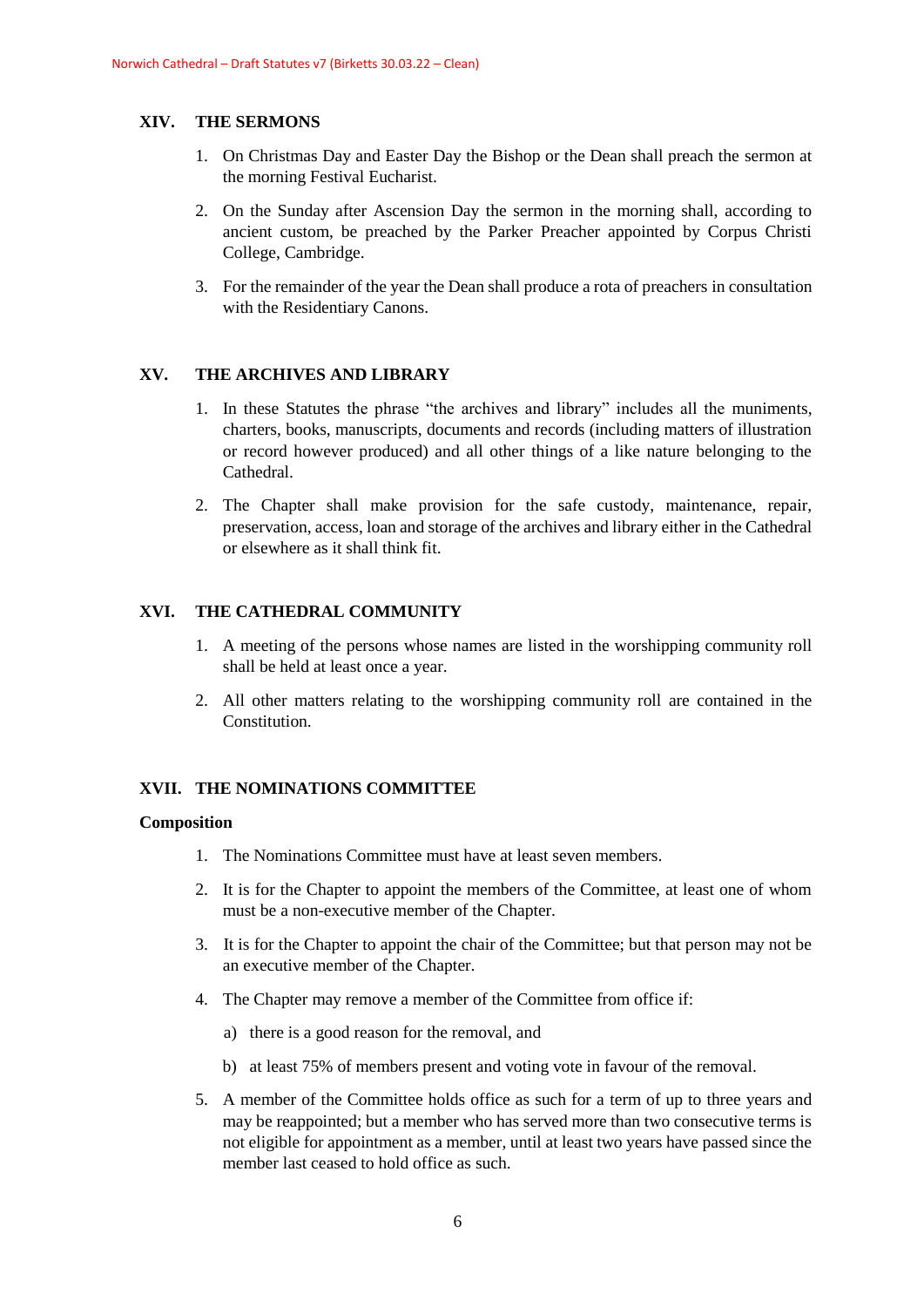## XIV. THE SERMONS

1. On Christmas Day and Easter Day the Bishop or the Dean shall preach the sermon at the morning Festival Eucharist.
2. On the Sunday after Ascension Day the sermon in the morning shall, according to ancient custom, be preached by the Parker Preacher appointed by Corpus Christi College, Cambridge.
3. For the remainder of the year the Dean shall produce a rota of preachers in consultation with the Residentiary Canons.

## XV. THE ARCHIVES AND LIBRARY

1. In these Statutes the phrase "the archives and library" includes all the muniments, charters, books, manuscripts, documents and records (including matters of illustration or record however produced) and all other things of a like nature belonging to the Cathedral.
2. The Chapter shall make provision for the safe custody, maintenance, repair, preservation, access, loan and storage of the archives and library either in the Cathedral or elsewhere as it shall think fit.

## XVI. THE CATHEDRAL COMMUNITY

1. A meeting of the persons whose names are listed in the worshipping community roll shall be held at least once a year.
2. All other matters relating to the worshipping community roll are contained in the Constitution.

## XVII. THE NOMINATIONS COMMITTEE

### Composition

1. The Nominations Committee must have at least seven members.
2. It is for the Chapter to appoint the members of the Committee, at least one of whom must be a non-executive member of the Chapter.
3. It is for the Chapter to appoint the chair of the Committee; but that person may not be an executive member of the Chapter.
4. The Chapter may remove a member of the Committee from office if:
   a) there is a good reason for the removal, and
   b) at least 75% of members present and voting vote in favour of the removal.
5. A member of the Committee holds office as such for a term of up to three years and may be reappointed; but a member who has served more than two consecutive terms is not eligible for appointment as a member, until at least two years have passed since the member last ceased to hold office as such.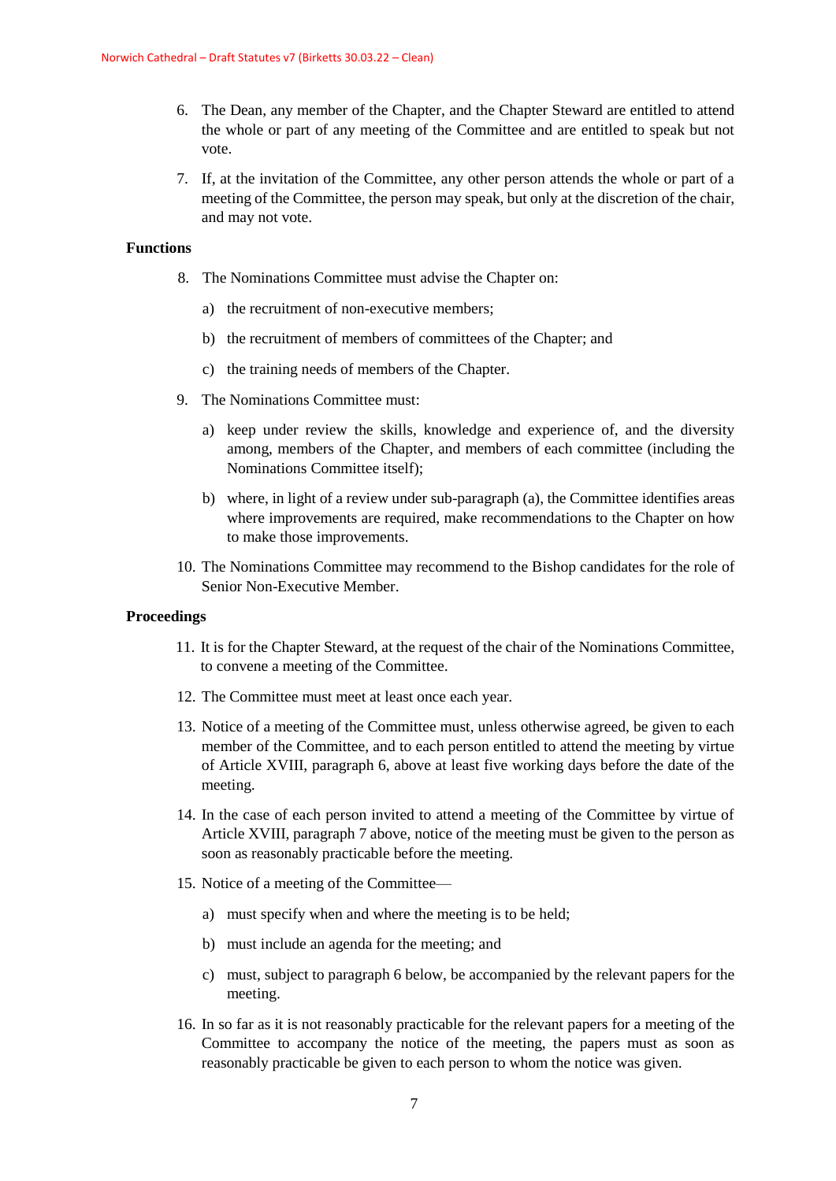6. The Dean, any member of the Chapter, and the Chapter Steward are entitled to attend the whole or part of any meeting of the Committee and are entitled to speak but not vote.

7. If, at the invitation of the Committee, any other person attends the whole or part of a meeting of the Committee, the person may speak, but only at the discretion of the chair, and may not vote.

**Functions**

8. The Nominations Committee must advise the Chapter on:

   a) the recruitment of non-executive members;

   b) the recruitment of members of committees of the Chapter; and

   c) the training needs of members of the Chapter.

9. The Nominations Committee must:

   a) keep under review the skills, knowledge and experience of, and the diversity among, members of the Chapter, and members of each committee (including the Nominations Committee itself);

   b) where, in light of a review under sub-paragraph (a), the Committee identifies areas where improvements are required, make recommendations to the Chapter on how to make those improvements.

10. The Nominations Committee may recommend to the Bishop candidates for the role of Senior Non-Executive Member.

**Proceedings**

11. It is for the Chapter Steward, at the request of the chair of the Nominations Committee, to convene a meeting of the Committee.

12. The Committee must meet at least once each year.

13. Notice of a meeting of the Committee must, unless otherwise agreed, be given to each member of the Committee, and to each person entitled to attend the meeting by virtue of Article XVIII, paragraph 6, above at least five working days before the date of the meeting.

14. In the case of each person invited to attend a meeting of the Committee by virtue of Article XVIII, paragraph 7 above, notice of the meeting must be given to the person as soon as reasonably practicable before the meeting.

15. Notice of a meeting of the Committee—

   a) must specify when and where the meeting is to be held;

   b) must include an agenda for the meeting; and

   c) must, subject to paragraph 6 below, be accompanied by the relevant papers for the meeting.

16. In so far as it is not reasonably practicable for the relevant papers for a meeting of the Committee to accompany the notice of the meeting, the papers must as soon as reasonably practicable be given to each person to whom the notice was given.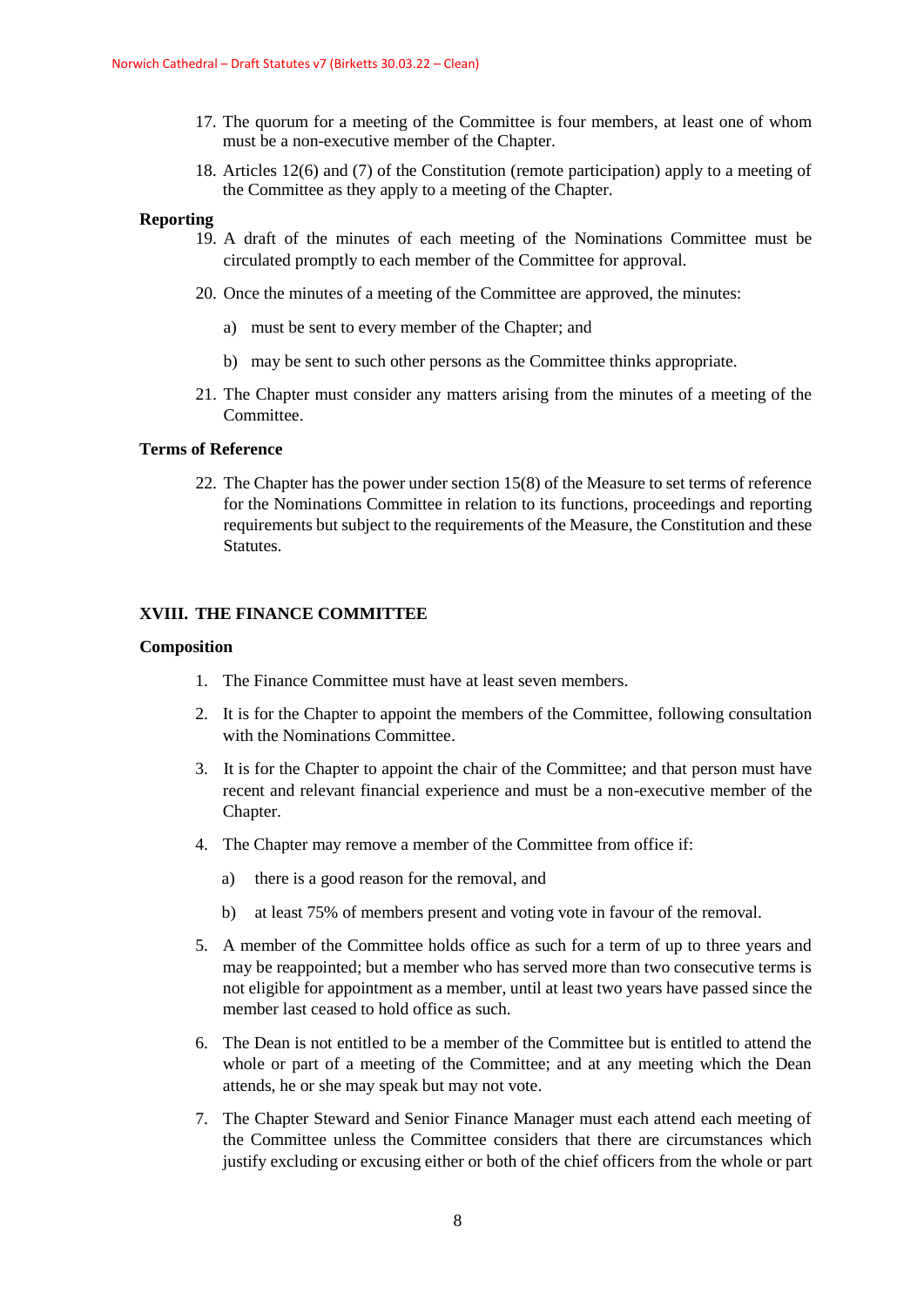17. The quorum for a meeting of the Committee is four members, at least one of whom must be a non-executive member of the Chapter.

18. Articles 12(6) and (7) of the Constitution (remote participation) apply to a meeting of the Committee as they apply to a meeting of the Chapter.

**Reporting**

19. A draft of the minutes of each meeting of the Nominations Committee must be circulated promptly to each member of the Committee for approval.

20. Once the minutes of a meeting of the Committee are approved, the minutes:

    a) must be sent to every member of the Chapter; and

    b) may be sent to such other persons as the Committee thinks appropriate.

21. The Chapter must consider any matters arising from the minutes of a meeting of the Committee.

**Terms of Reference**

22. The Chapter has the power under section 15(8) of the Measure to set terms of reference for the Nominations Committee in relation to its functions, proceedings and reporting requirements but subject to the requirements of the Measure, the Constitution and these Statutes.

## XVIII. THE FINANCE COMMITTEE

**Composition**

1. The Finance Committee must have at least seven members.

2. It is for the Chapter to appoint the members of the Committee, following consultation with the Nominations Committee.

3. It is for the Chapter to appoint the chair of the Committee; and that person must have recent and relevant financial experience and must be a non-executive member of the Chapter.

4. The Chapter may remove a member of the Committee from office if:

    a) there is a good reason for the removal, and

    b) at least 75% of members present and voting vote in favour of the removal.

5. A member of the Committee holds office as such for a term of up to three years and may be reappointed; but a member who has served more than two consecutive terms is not eligible for appointment as a member, until at least two years have passed since the member last ceased to hold office as such.

6. The Dean is not entitled to be a member of the Committee but is entitled to attend the whole or part of a meeting of the Committee; and at any meeting which the Dean attends, he or she may speak but may not vote.

7. The Chapter Steward and Senior Finance Manager must each attend each meeting of the Committee unless the Committee considers that there are circumstances which justify excluding or excusing either or both of the chief officers from the whole or part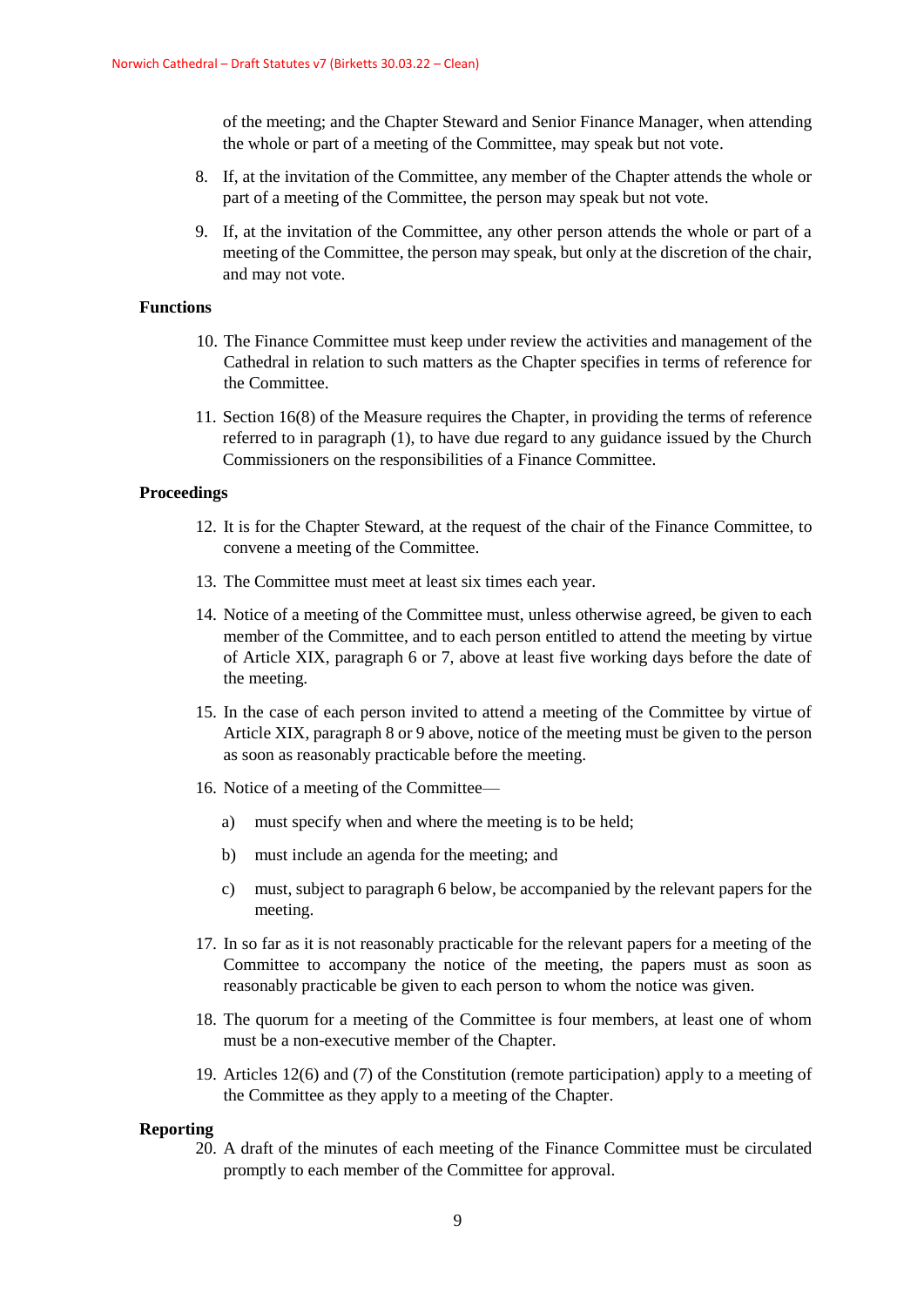of the meeting; and the Chapter Steward and Senior Finance Manager, when attending the whole or part of a meeting of the Committee, may speak but not vote.

8. If, at the invitation of the Committee, any member of the Chapter attends the whole or part of a meeting of the Committee, the person may speak but not vote.

9. If, at the invitation of the Committee, any other person attends the whole or part of a meeting of the Committee, the person may speak, but only at the discretion of the chair, and may not vote.

**Functions**

10. The Finance Committee must keep under review the activities and management of the Cathedral in relation to such matters as the Chapter specifies in terms of reference for the Committee.

11. Section 16(8) of the Measure requires the Chapter, in providing the terms of reference referred to in paragraph (1), to have due regard to any guidance issued by the Church Commissioners on the responsibilities of a Finance Committee.

**Proceedings**

12. It is for the Chapter Steward, at the request of the chair of the Finance Committee, to convene a meeting of the Committee.

13. The Committee must meet at least six times each year.

14. Notice of a meeting of the Committee must, unless otherwise agreed, be given to each member of the Committee, and to each person entitled to attend the meeting by virtue of Article XIX, paragraph 6 or 7, above at least five working days before the date of the meeting.

15. In the case of each person invited to attend a meeting of the Committee by virtue of Article XIX, paragraph 8 or 9 above, notice of the meeting must be given to the person as soon as reasonably practicable before the meeting.

16. Notice of a meeting of the Committee—

    a) must specify when and where the meeting is to be held;

    b) must include an agenda for the meeting; and

    c) must, subject to paragraph 6 below, be accompanied by the relevant papers for the meeting.

17. In so far as it is not reasonably practicable for the relevant papers for a meeting of the Committee to accompany the notice of the meeting, the papers must as soon as reasonably practicable be given to each person to whom the notice was given.

18. The quorum for a meeting of the Committee is four members, at least one of whom must be a non-executive member of the Chapter.

19. Articles 12(6) and (7) of the Constitution (remote participation) apply to a meeting of the Committee as they apply to a meeting of the Chapter.

**Reporting**

20. A draft of the minutes of each meeting of the Finance Committee must be circulated promptly to each member of the Committee for approval.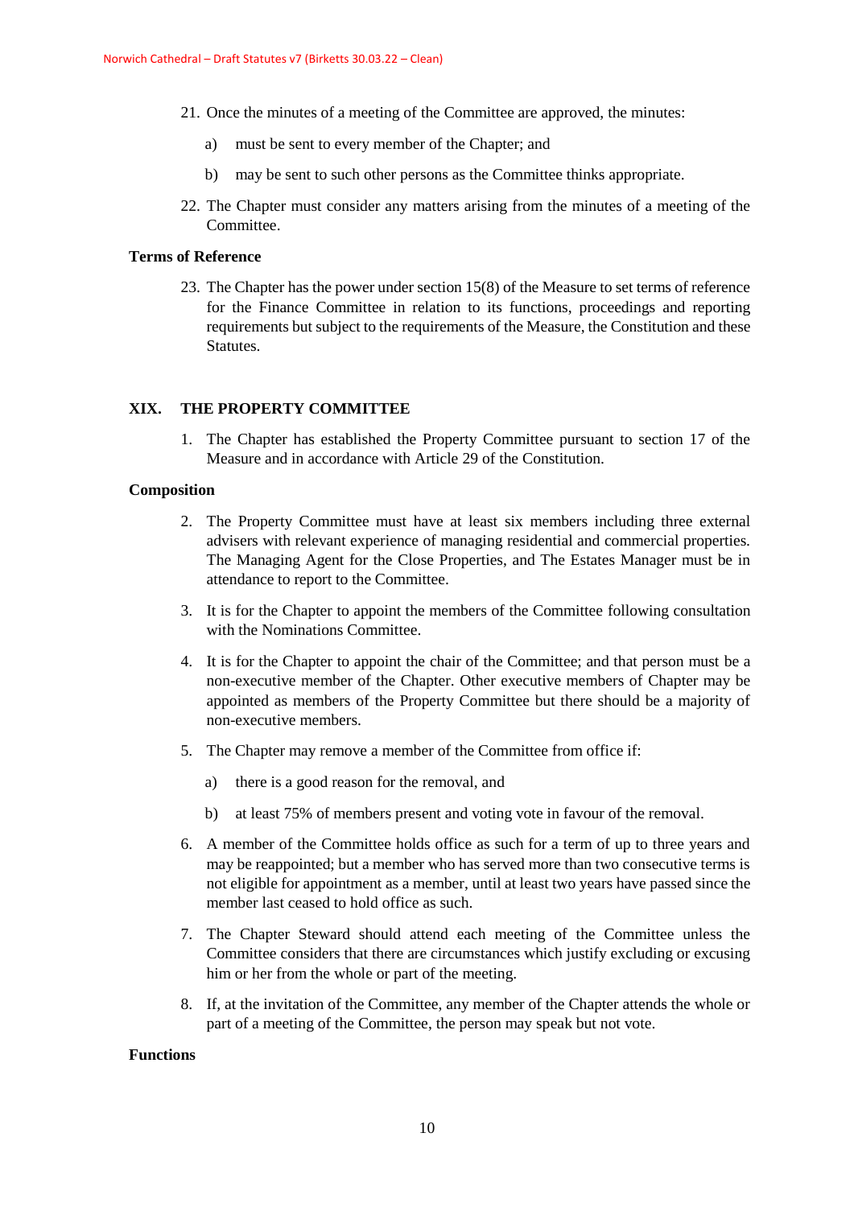21. Once the minutes of a meeting of the Committee are approved, the minutes:

    a) must be sent to every member of the Chapter; and

    b) may be sent to such other persons as the Committee thinks appropriate.

22. The Chapter must consider any matters arising from the minutes of a meeting of the Committee.

**Terms of Reference**

23. The Chapter has the power under section 15(8) of the Measure to set terms of reference for the Finance Committee in relation to its functions, proceedings and reporting requirements but subject to the requirements of the Measure, the Constitution and these Statutes.

## XIX. THE PROPERTY COMMITTEE

1. The Chapter has established the Property Committee pursuant to section 17 of the Measure and in accordance with Article 29 of the Constitution.

**Composition**

2. The Property Committee must have at least six members including three external advisers with relevant experience of managing residential and commercial properties. The Managing Agent for the Close Properties, and The Estates Manager must be in attendance to report to the Committee.

3. It is for the Chapter to appoint the members of the Committee following consultation with the Nominations Committee.

4. It is for the Chapter to appoint the chair of the Committee; and that person must be a non-executive member of the Chapter. Other executive members of Chapter may be appointed as members of the Property Committee but there should be a majority of non-executive members.

5. The Chapter may remove a member of the Committee from office if:

    a) there is a good reason for the removal, and

    b) at least 75% of members present and voting vote in favour of the removal.

6. A member of the Committee holds office as such for a term of up to three years and may be reappointed; but a member who has served more than two consecutive terms is not eligible for appointment as a member, until at least two years have passed since the member last ceased to hold office as such.

7. The Chapter Steward should attend each meeting of the Committee unless the Committee considers that there are circumstances which justify excluding or excusing him or her from the whole or part of the meeting.

8. If, at the invitation of the Committee, any member of the Chapter attends the whole or part of a meeting of the Committee, the person may speak but not vote.

**Functions**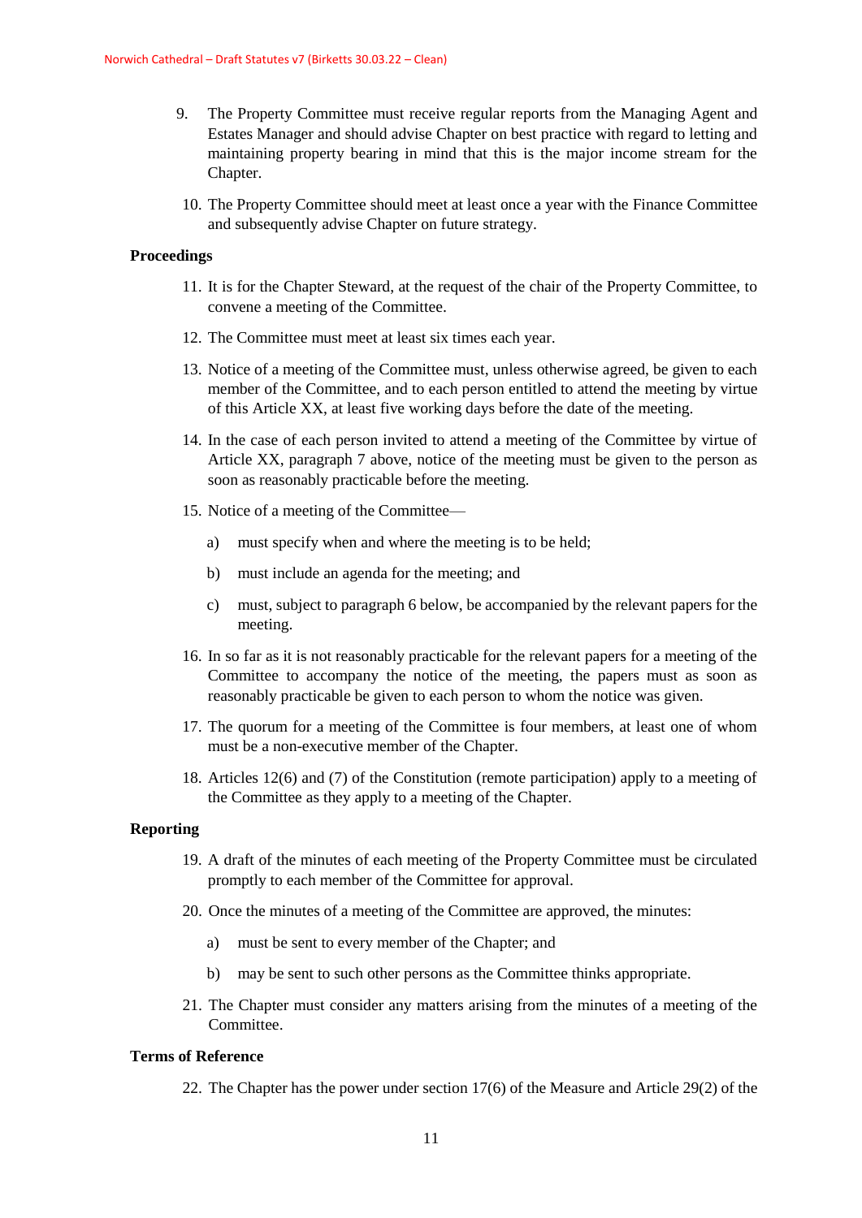9. The Property Committee must receive regular reports from the Managing Agent and Estates Manager and should advise Chapter on best practice with regard to letting and maintaining property bearing in mind that this is the major income stream for the Chapter.

10. The Property Committee should meet at least once a year with the Finance Committee and subsequently advise Chapter on future strategy.

**Proceedings**

11. It is for the Chapter Steward, at the request of the chair of the Property Committee, to convene a meeting of the Committee.

12. The Committee must meet at least six times each year.

13. Notice of a meeting of the Committee must, unless otherwise agreed, be given to each member of the Committee, and to each person entitled to attend the meeting by virtue of this Article XX, at least five working days before the date of the meeting.

14. In the case of each person invited to attend a meeting of the Committee by virtue of Article XX, paragraph 7 above, notice of the meeting must be given to the person as soon as reasonably practicable before the meeting.

15. Notice of a meeting of the Committee—

    a) must specify when and where the meeting is to be held;

    b) must include an agenda for the meeting; and

    c) must, subject to paragraph 6 below, be accompanied by the relevant papers for the meeting.

16. In so far as it is not reasonably practicable for the relevant papers for a meeting of the Committee to accompany the notice of the meeting, the papers must as soon as reasonably practicable be given to each person to whom the notice was given.

17. The quorum for a meeting of the Committee is four members, at least one of whom must be a non-executive member of the Chapter.

18. Articles 12(6) and (7) of the Constitution (remote participation) apply to a meeting of the Committee as they apply to a meeting of the Chapter.

**Reporting**

19. A draft of the minutes of each meeting of the Property Committee must be circulated promptly to each member of the Committee for approval.

20. Once the minutes of a meeting of the Committee are approved, the minutes:

    a) must be sent to every member of the Chapter; and

    b) may be sent to such other persons as the Committee thinks appropriate.

21. The Chapter must consider any matters arising from the minutes of a meeting of the Committee.

**Terms of Reference**

22. The Chapter has the power under section 17(6) of the Measure and Article 29(2) of the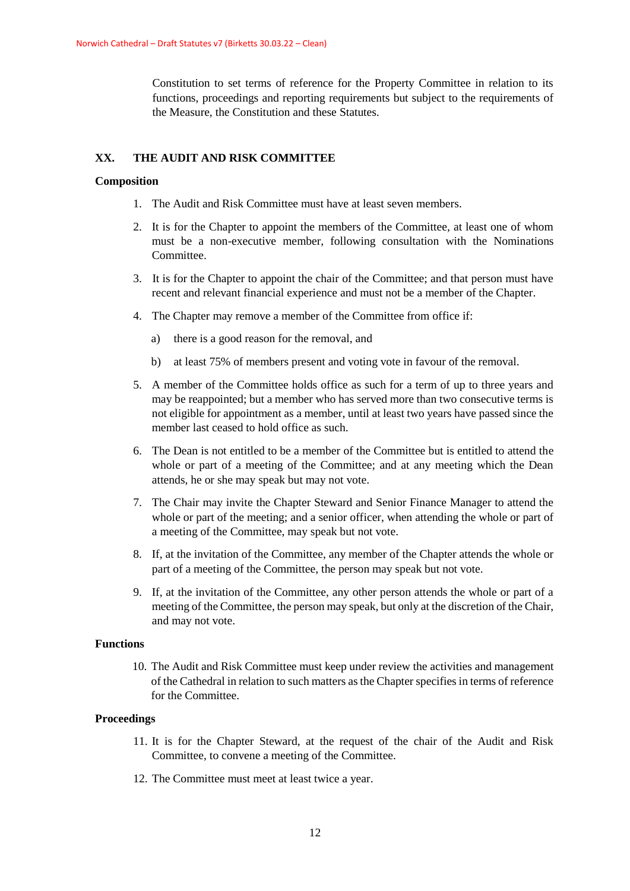Constitution to set terms of reference for the Property Committee in relation to its functions, proceedings and reporting requirements but subject to the requirements of the Measure, the Constitution and these Statutes.

## XX. THE AUDIT AND RISK COMMITTEE

### Composition

1. The Audit and Risk Committee must have at least seven members.
2. It is for the Chapter to appoint the members of the Committee, at least one of whom must be a non-executive member, following consultation with the Nominations Committee.
3. It is for the Chapter to appoint the chair of the Committee; and that person must have recent and relevant financial experience and must not be a member of the Chapter.
4. The Chapter may remove a member of the Committee from office if:
   a) there is a good reason for the removal, and
   b) at least 75% of members present and voting vote in favour of the removal.
5. A member of the Committee holds office as such for a term of up to three years and may be reappointed; but a member who has served more than two consecutive terms is not eligible for appointment as a member, until at least two years have passed since the member last ceased to hold office as such.
6. The Dean is not entitled to be a member of the Committee but is entitled to attend the whole or part of a meeting of the Committee; and at any meeting which the Dean attends, he or she may speak but may not vote.
7. The Chair may invite the Chapter Steward and Senior Finance Manager to attend the whole or part of the meeting; and a senior officer, when attending the whole or part of a meeting of the Committee, may speak but not vote.
8. If, at the invitation of the Committee, any member of the Chapter attends the whole or part of a meeting of the Committee, the person may speak but not vote.
9. If, at the invitation of the Committee, any other person attends the whole or part of a meeting of the Committee, the person may speak, but only at the discretion of the Chair, and may not vote.

### Functions

10. The Audit and Risk Committee must keep under review the activities and management of the Cathedral in relation to such matters as the Chapter specifies in terms of reference for the Committee.

### Proceedings

11. It is for the Chapter Steward, at the request of the chair of the Audit and Risk Committee, to convene a meeting of the Committee.
12. The Committee must meet at least twice a year.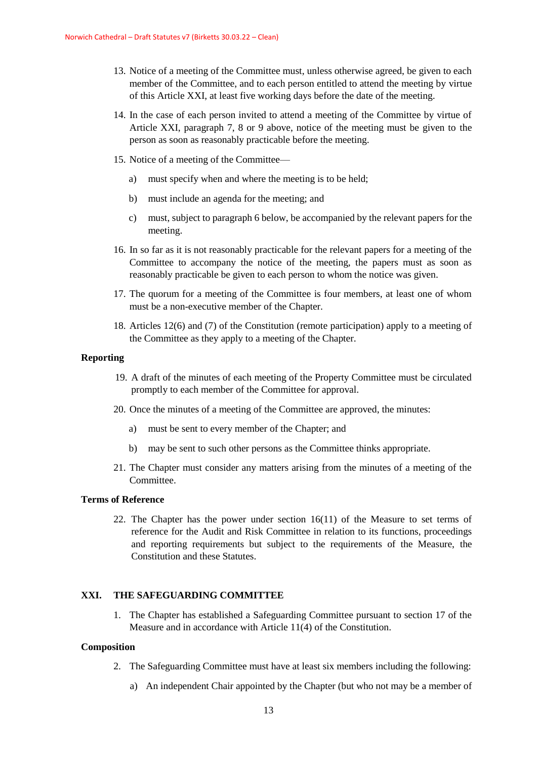13. Notice of a meeting of the Committee must, unless otherwise agreed, be given to each member of the Committee, and to each person entitled to attend the meeting by virtue of this Article XXI, at least five working days before the date of the meeting.

14. In the case of each person invited to attend a meeting of the Committee by virtue of Article XXI, paragraph 7, 8 or 9 above, notice of the meeting must be given to the person as soon as reasonably practicable before the meeting.

15. Notice of a meeting of the Committee—

    a) must specify when and where the meeting is to be held;

    b) must include an agenda for the meeting; and

    c) must, subject to paragraph 6 below, be accompanied by the relevant papers for the meeting.

16. In so far as it is not reasonably practicable for the relevant papers for a meeting of the Committee to accompany the notice of the meeting, the papers must as soon as reasonably practicable be given to each person to whom the notice was given.

17. The quorum for a meeting of the Committee is four members, at least one of whom must be a non-executive member of the Chapter.

18. Articles 12(6) and (7) of the Constitution (remote participation) apply to a meeting of the Committee as they apply to a meeting of the Chapter.

**Reporting**

19. A draft of the minutes of each meeting of the Property Committee must be circulated promptly to each member of the Committee for approval.

20. Once the minutes of a meeting of the Committee are approved, the minutes:

    a) must be sent to every member of the Chapter; and

    b) may be sent to such other persons as the Committee thinks appropriate.

21. The Chapter must consider any matters arising from the minutes of a meeting of the Committee.

**Terms of Reference**

22. The Chapter has the power under section 16(11) of the Measure to set terms of reference for the Audit and Risk Committee in relation to its functions, proceedings and reporting requirements but subject to the requirements of the Measure, the Constitution and these Statutes.

## XXI. THE SAFEGUARDING COMMITTEE

1. The Chapter has established a Safeguarding Committee pursuant to section 17 of the Measure and in accordance with Article 11(4) of the Constitution.

**Composition**

2. The Safeguarding Committee must have at least six members including the following:

    a) An independent Chair appointed by the Chapter (but who not may be a member of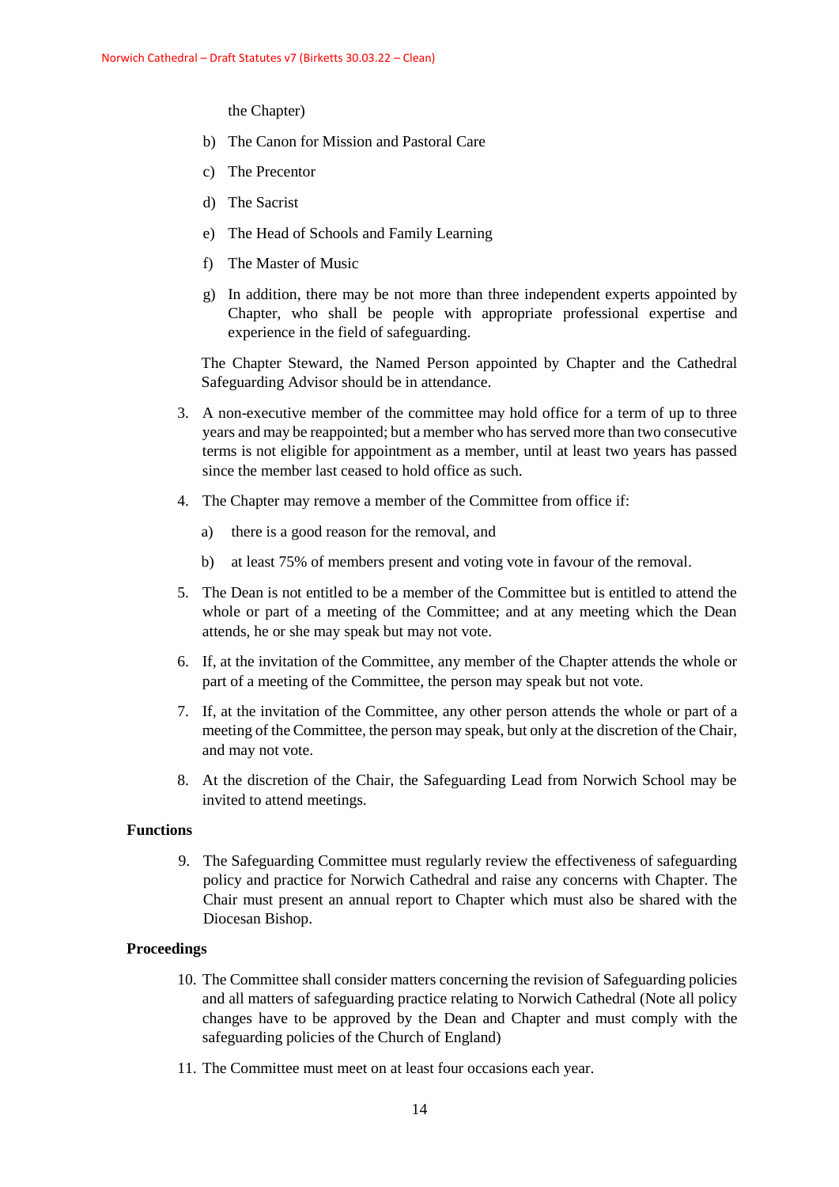the Chapter)

b) The Canon for Mission and Pastoral Care

c) The Precentor

d) The Sacrist

e) The Head of Schools and Family Learning

f) The Master of Music

g) In addition, there may be not more than three independent experts appointed by Chapter, who shall be people with appropriate professional expertise and experience in the field of safeguarding.

The Chapter Steward, the Named Person appointed by Chapter and the Cathedral Safeguarding Advisor should be in attendance.

3. A non-executive member of the committee may hold office for a term of up to three years and may be reappointed; but a member who has served more than two consecutive terms is not eligible for appointment as a member, until at least two years has passed since the member last ceased to hold office as such.

4. The Chapter may remove a member of the Committee from office if:

   a) there is a good reason for the removal, and

   b) at least 75% of members present and voting vote in favour of the removal.

5. The Dean is not entitled to be a member of the Committee but is entitled to attend the whole or part of a meeting of the Committee; and at any meeting which the Dean attends, he or she may speak but may not vote.

6. If, at the invitation of the Committee, any member of the Chapter attends the whole or part of a meeting of the Committee, the person may speak but not vote.

7. If, at the invitation of the Committee, any other person attends the whole or part of a meeting of the Committee, the person may speak, but only at the discretion of the Chair, and may not vote.

8. At the discretion of the Chair, the Safeguarding Lead from Norwich School may be invited to attend meetings.

**Functions**

9. The Safeguarding Committee must regularly review the effectiveness of safeguarding policy and practice for Norwich Cathedral and raise any concerns with Chapter. The Chair must present an annual report to Chapter which must also be shared with the Diocesan Bishop.

**Proceedings**

10. The Committee shall consider matters concerning the revision of Safeguarding policies and all matters of safeguarding practice relating to Norwich Cathedral (Note all policy changes have to be approved by the Dean and Chapter and must comply with the safeguarding policies of the Church of England)

11. The Committee must meet on at least four occasions each year.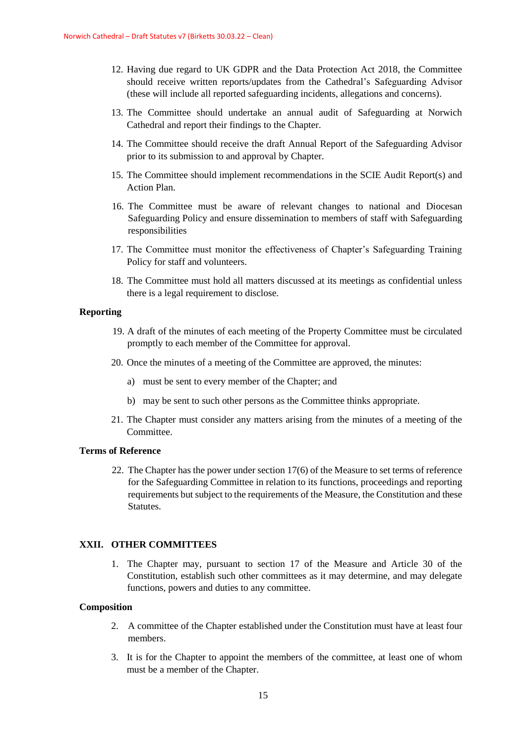12. Having due regard to UK GDPR and the Data Protection Act 2018, the Committee should receive written reports/updates from the Cathedral's Safeguarding Advisor (these will include all reported safeguarding incidents, allegations and concerns).

13. The Committee should undertake an annual audit of Safeguarding at Norwich Cathedral and report their findings to the Chapter.

14. The Committee should receive the draft Annual Report of the Safeguarding Advisor prior to its submission to and approval by Chapter.

15. The Committee should implement recommendations in the SCIE Audit Report(s) and Action Plan.

16. The Committee must be aware of relevant changes to national and Diocesan Safeguarding Policy and ensure dissemination to members of staff with Safeguarding responsibilities

17. The Committee must monitor the effectiveness of Chapter's Safeguarding Training Policy for staff and volunteers.

18. The Committee must hold all matters discussed at its meetings as confidential unless there is a legal requirement to disclose.

**Reporting**

19. A draft of the minutes of each meeting of the Property Committee must be circulated promptly to each member of the Committee for approval.

20. Once the minutes of a meeting of the Committee are approved, the minutes:

    a) must be sent to every member of the Chapter; and

    b) may be sent to such other persons as the Committee thinks appropriate.

21. The Chapter must consider any matters arising from the minutes of a meeting of the Committee.

**Terms of Reference**

22. The Chapter has the power under section 17(6) of the Measure to set terms of reference for the Safeguarding Committee in relation to its functions, proceedings and reporting requirements but subject to the requirements of the Measure, the Constitution and these Statutes.

## XXII. OTHER COMMITTEES

1. The Chapter may, pursuant to section 17 of the Measure and Article 30 of the Constitution, establish such other committees as it may determine, and may delegate functions, powers and duties to any committee.

**Composition**

2. A committee of the Chapter established under the Constitution must have at least four members.

3. It is for the Chapter to appoint the members of the committee, at least one of whom must be a member of the Chapter.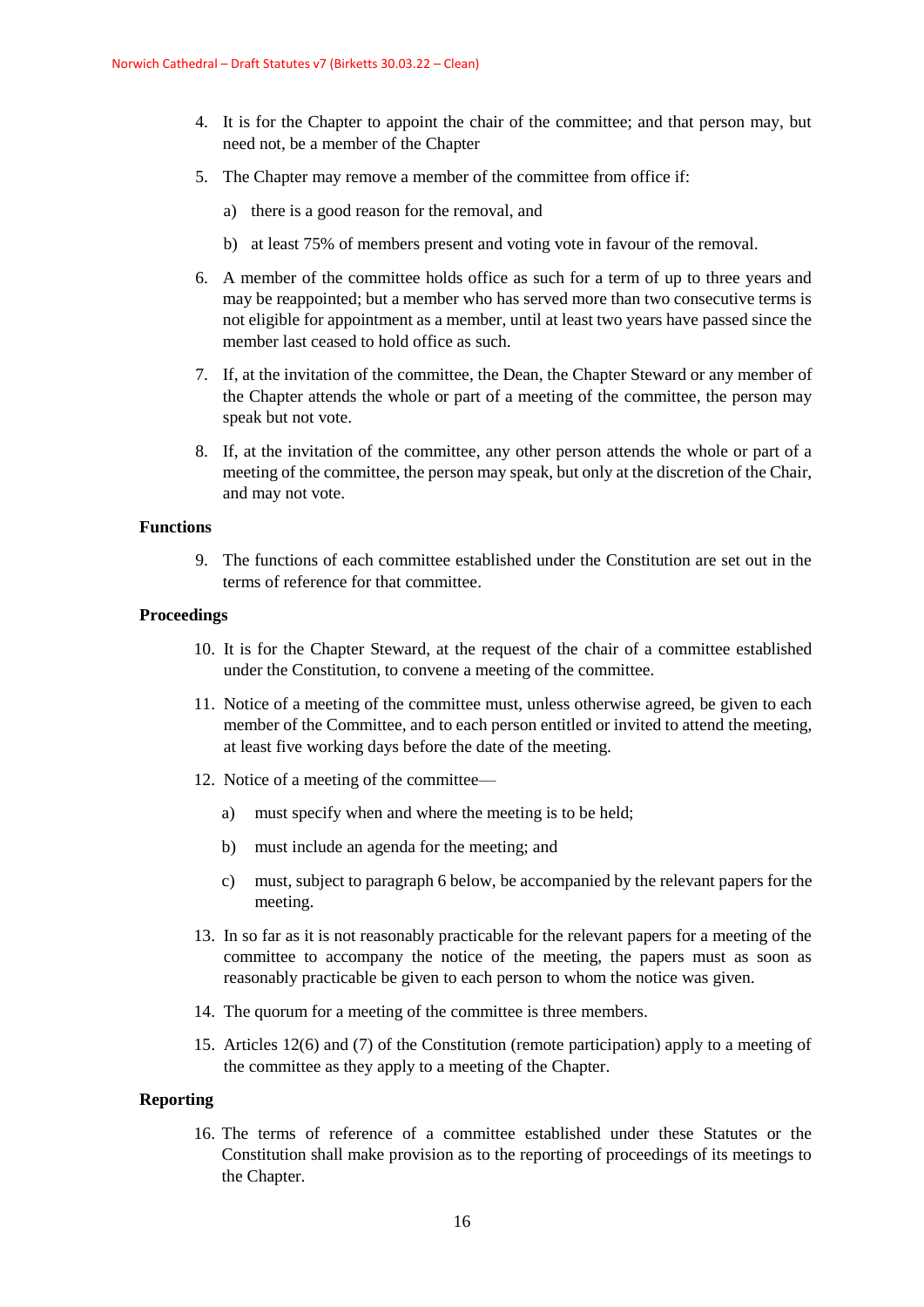4. It is for the Chapter to appoint the chair of the committee; and that person may, but need not, be a member of the Chapter

5. The Chapter may remove a member of the committee from office if:

    a) there is a good reason for the removal, and

    b) at least 75% of members present and voting vote in favour of the removal.

6. A member of the committee holds office as such for a term of up to three years and may be reappointed; but a member who has served more than two consecutive terms is not eligible for appointment as a member, until at least two years have passed since the member last ceased to hold office as such.

7. If, at the invitation of the committee, the Dean, the Chapter Steward or any member of the Chapter attends the whole or part of a meeting of the committee, the person may speak but not vote.

8. If, at the invitation of the committee, any other person attends the whole or part of a meeting of the committee, the person may speak, but only at the discretion of the Chair, and may not vote.

**Functions**

9. The functions of each committee established under the Constitution are set out in the terms of reference for that committee.

**Proceedings**

10. It is for the Chapter Steward, at the request of the chair of a committee established under the Constitution, to convene a meeting of the committee.

11. Notice of a meeting of the committee must, unless otherwise agreed, be given to each member of the Committee, and to each person entitled or invited to attend the meeting, at least five working days before the date of the meeting.

12. Notice of a meeting of the committee—

    a) must specify when and where the meeting is to be held;

    b) must include an agenda for the meeting; and

    c) must, subject to paragraph 6 below, be accompanied by the relevant papers for the meeting.

13. In so far as it is not reasonably practicable for the relevant papers for a meeting of the committee to accompany the notice of the meeting, the papers must as soon as reasonably practicable be given to each person to whom the notice was given.

14. The quorum for a meeting of the committee is three members.

15. Articles 12(6) and (7) of the Constitution (remote participation) apply to a meeting of the committee as they apply to a meeting of the Chapter.

**Reporting**

16. The terms of reference of a committee established under these Statutes or the Constitution shall make provision as to the reporting of proceedings of its meetings to the Chapter.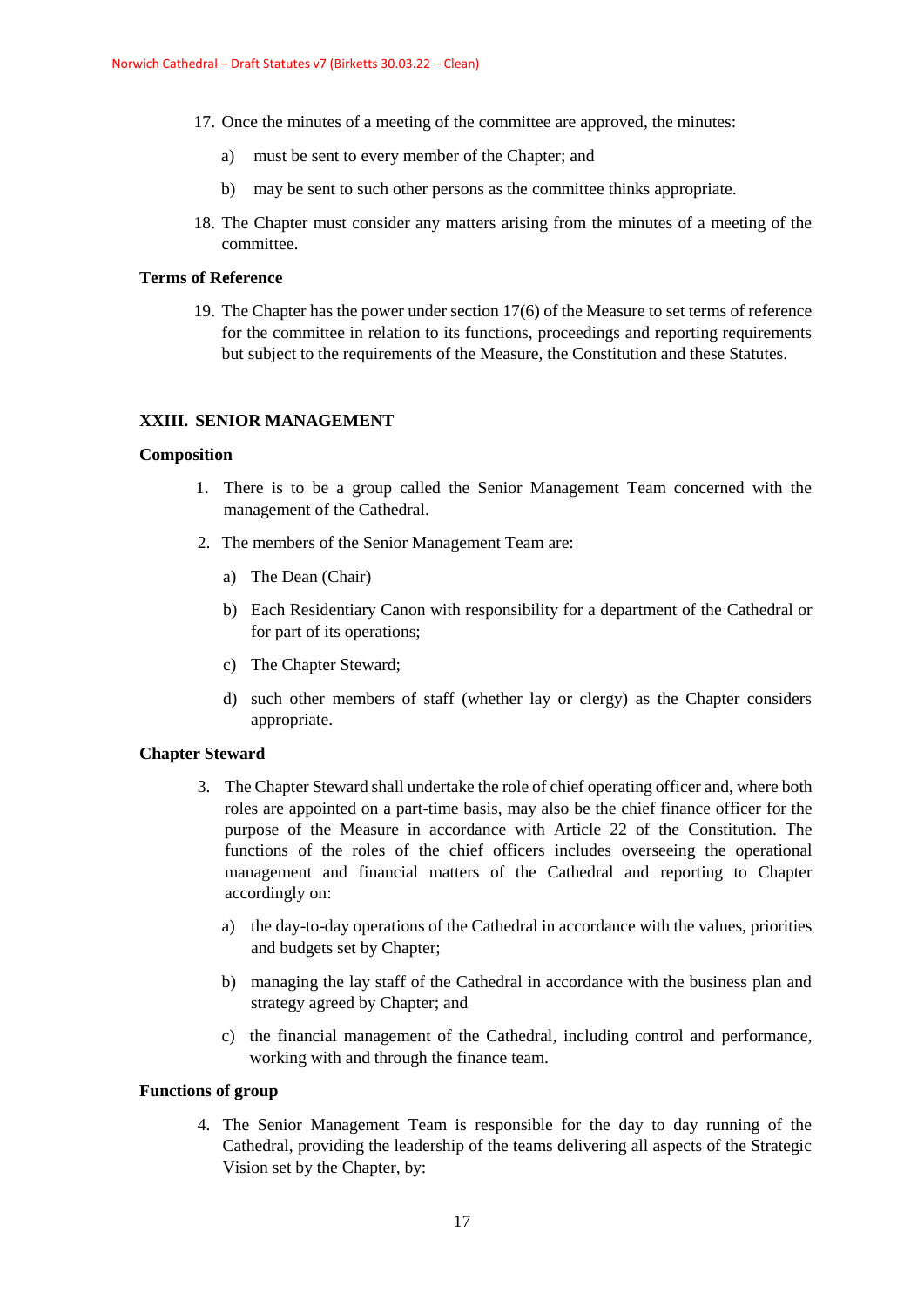17. Once the minutes of a meeting of the committee are approved, the minutes:

    a) must be sent to every member of the Chapter; and

    b) may be sent to such other persons as the committee thinks appropriate.

18. The Chapter must consider any matters arising from the minutes of a meeting of the committee.

**Terms of Reference**

19. The Chapter has the power under section 17(6) of the Measure to set terms of reference for the committee in relation to its functions, proceedings and reporting requirements but subject to the requirements of the Measure, the Constitution and these Statutes.

## XXIII. SENIOR MANAGEMENT

**Composition**

1. There is to be a group called the Senior Management Team concerned with the management of the Cathedral.

2. The members of the Senior Management Team are:

    a) The Dean (Chair)

    b) Each Residentiary Canon with responsibility for a department of the Cathedral or for part of its operations;

    c) The Chapter Steward;

    d) such other members of staff (whether lay or clergy) as the Chapter considers appropriate.

**Chapter Steward**

3. The Chapter Steward shall undertake the role of chief operating officer and, where both roles are appointed on a part-time basis, may also be the chief finance officer for the purpose of the Measure in accordance with Article 22 of the Constitution. The functions of the roles of the chief officers includes overseeing the operational management and financial matters of the Cathedral and reporting to Chapter accordingly on:

    a) the day-to-day operations of the Cathedral in accordance with the values, priorities and budgets set by Chapter;

    b) managing the lay staff of the Cathedral in accordance with the business plan and strategy agreed by Chapter; and

    c) the financial management of the Cathedral, including control and performance, working with and through the finance team.

**Functions of group**

4. The Senior Management Team is responsible for the day to day running of the Cathedral, providing the leadership of the teams delivering all aspects of the Strategic Vision set by the Chapter, by: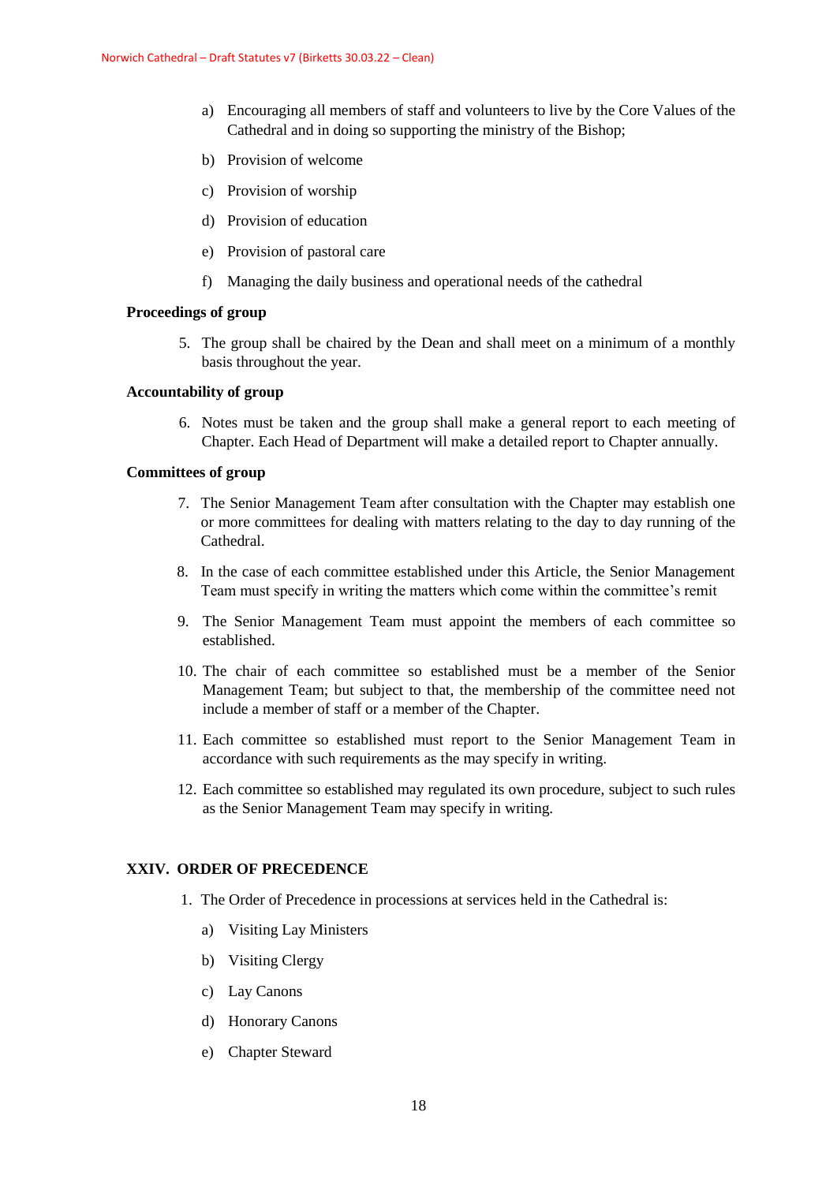a) Encouraging all members of staff and volunteers to live by the Core Values of the Cathedral and in doing so supporting the ministry of the Bishop;

b) Provision of welcome

c) Provision of worship

d) Provision of education

e) Provision of pastoral care

f) Managing the daily business and operational needs of the cathedral

**Proceedings of group**

5. The group shall be chaired by the Dean and shall meet on a minimum of a monthly basis throughout the year.

**Accountability of group**

6. Notes must be taken and the group shall make a general report to each meeting of Chapter. Each Head of Department will make a detailed report to Chapter annually.

**Committees of group**

7. The Senior Management Team after consultation with the Chapter may establish one or more committees for dealing with matters relating to the day to day running of the Cathedral.

8. In the case of each committee established under this Article, the Senior Management Team must specify in writing the matters which come within the committee's remit

9. The Senior Management Team must appoint the members of each committee so established.

10. The chair of each committee so established must be a member of the Senior Management Team; but subject to that, the membership of the committee need not include a member of staff or a member of the Chapter.

11. Each committee so established must report to the Senior Management Team in accordance with such requirements as the may specify in writing.

12. Each committee so established may regulated its own procedure, subject to such rules as the Senior Management Team may specify in writing.

## XXIV. ORDER OF PRECEDENCE

1. The Order of Precedence in processions at services held in the Cathedral is:

   a) Visiting Lay Ministers

   b) Visiting Clergy

   c) Lay Canons

   d) Honorary Canons

   e) Chapter Steward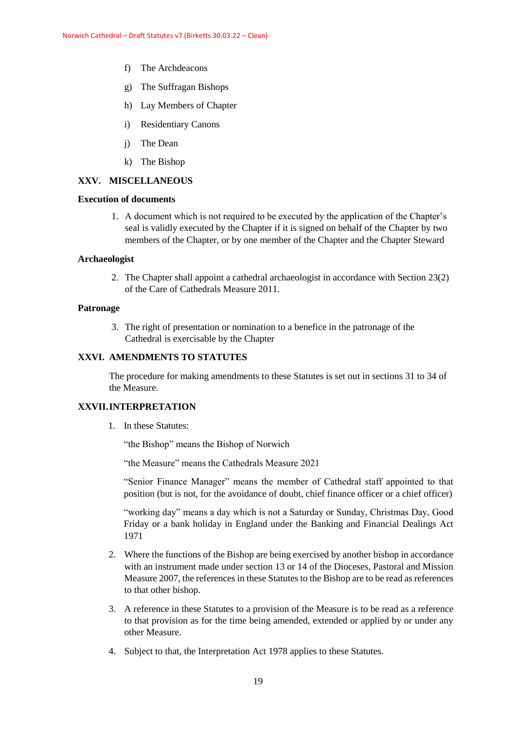f) The Archdeacons

g) The Suffragan Bishops

h) Lay Members of Chapter

i) Residentiary Canons

j) The Dean

k) The Bishop

## XXV. MISCELLANEOUS

### Execution of documents

1. A document which is not required to be executed by the application of the Chapter's seal is validly executed by the Chapter if it is signed on behalf of the Chapter by two members of the Chapter, or by one member of the Chapter and the Chapter Steward

### Archaeologist

2. The Chapter shall appoint a cathedral archaeologist in accordance with Section 23(2) of the Care of Cathedrals Measure 2011.

### Patronage

3. The right of presentation or nomination to a benefice in the patronage of the Cathedral is exercisable by the Chapter

## XXVI. AMENDMENTS TO STATUTES

The procedure for making amendments to these Statutes is set out in sections 31 to 34 of the Measure.

## XXVII. INTERPRETATION

1. In these Statutes:

   "the Bishop" means the Bishop of Norwich

   "the Measure" means the Cathedrals Measure 2021

   "Senior Finance Manager" means the member of Cathedral staff appointed to that position (but is not, for the avoidance of doubt, chief finance officer or a chief officer)

   "working day" means a day which is not a Saturday or Sunday, Christmas Day, Good Friday or a bank holiday in England under the Banking and Financial Dealings Act 1971

2. Where the functions of the Bishop are being exercised by another bishop in accordance with an instrument made under section 13 or 14 of the Dioceses, Pastoral and Mission Measure 2007, the references in these Statutes to the Bishop are to be read as references to that other bishop.

3. A reference in these Statutes to a provision of the Measure is to be read as a reference to that provision as for the time being amended, extended or applied by or under any other Measure.

4. Subject to that, the Interpretation Act 1978 applies to these Statutes.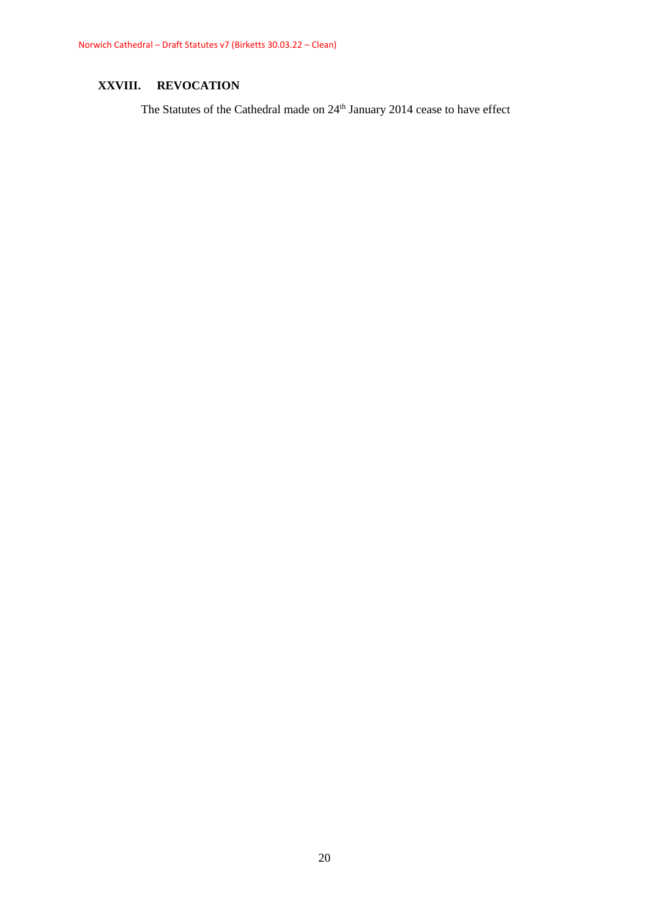## XXVIII. REVOCATION

The Statutes of the Cathedral made on 24th January 2014 cease to have effect